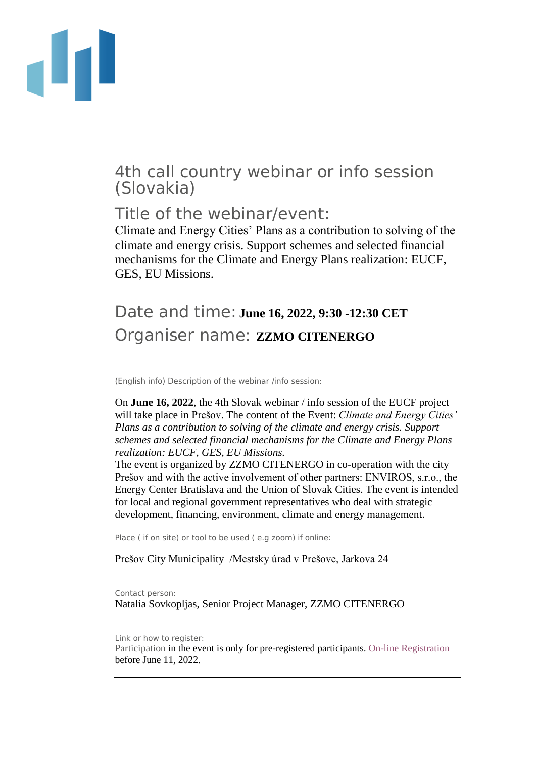# 4th call country webinar or info session (Slovakia)

## Title of the webinar/event:

Climate and Energy Cities' Plans as a contribution to solving of the climate and energy crisis. Support schemes and selected financial mechanisms for the Climate and Energy Plans realization: EUCF, GES, EU Missions.

## Date and time: **June 16, 2022, 9:30 -12:30 CET**

## Organiser name: **ZZMO CITENERGO**

(English info) Description of the webinar /info session:

On **June 16, 2022**, the 4th Slovak webinar / info session of the EUCF project will take place in Prešov. The content of the Event: *Climate and Energy Cities' Plans as a contribution to solving of the climate and energy crisis. Support schemes and selected financial mechanisms for the Climate and Energy Plans realization: EUCF, GES, EU Missions.*
The event is organized by ZZMO CITENERGO in co-operation with the city Prešov and with the active involvement of other partners: ENVIROS, s.r.o., the Energy Center Bratislava and the Union of Slovak Cities. The event is intended for local and regional government representatives who deal with strategic development, financing, environment, climate and energy management.

Place ( if on site) or tool to be used ( e.g zoom) if online:

Prešov City Municipality /Mestsky úrad v Prešove, Jarkova 24

Contact person:
Natalia Sovkopljas, Senior Project Manager, ZZMO CITENERGO

Link or how to register:
Participation in the event is only for pre-registered participants. On-line Registration before June 11, 2022.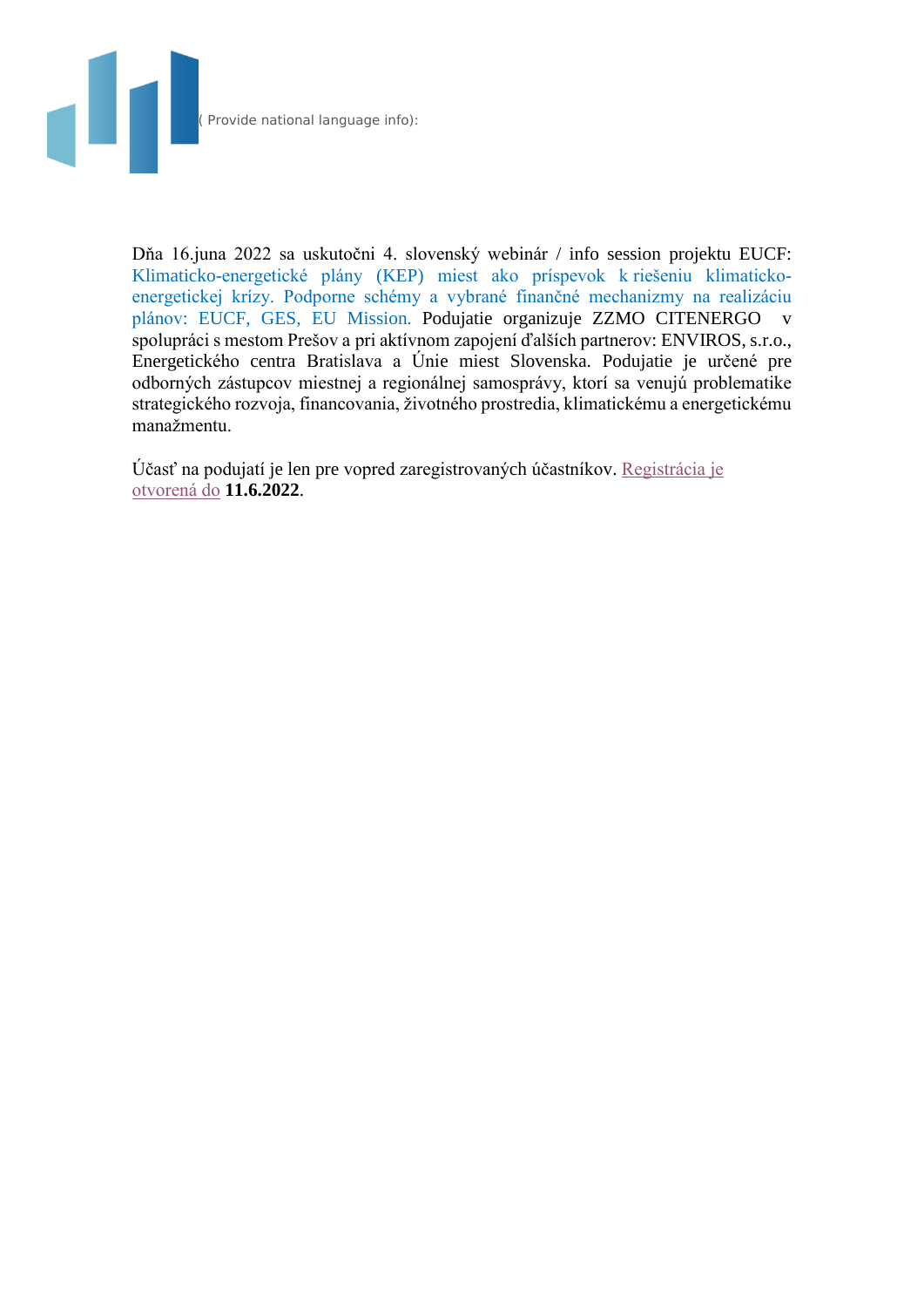( Provide national language info):

Dňa 16.juna 2022 sa uskutočni 4. slovenský webinár / info session projektu EUCF: Klimaticko-energetické plány (KEP) miest ako príspevok k riešeniu klimaticko-energetickej krízy. Podporne schémy a vybrané finančné mechanizmy na realizáciu plánov: EUCF, GES, EU Mission. Podujatie organizuje ZZMO CITENERGO v spolupráci s mestom Prešov a pri aktívnom zapojení ďalších partnerov: ENVIROS, s.r.o., Energetického centra Bratislava a Únie miest Slovenska. Podujatie je určené pre odborných zástupcov miestnej a regionálnej samosprávy, ktorí sa venujú problematike strategického rozvoja, financovania, životného prostredia, klimatickému a energetickému manažmentu.

Účasť na podujatí je len pre vopred zaregistrovaných účastníkov. Registrácia je otvorená do **11.6.2022**.